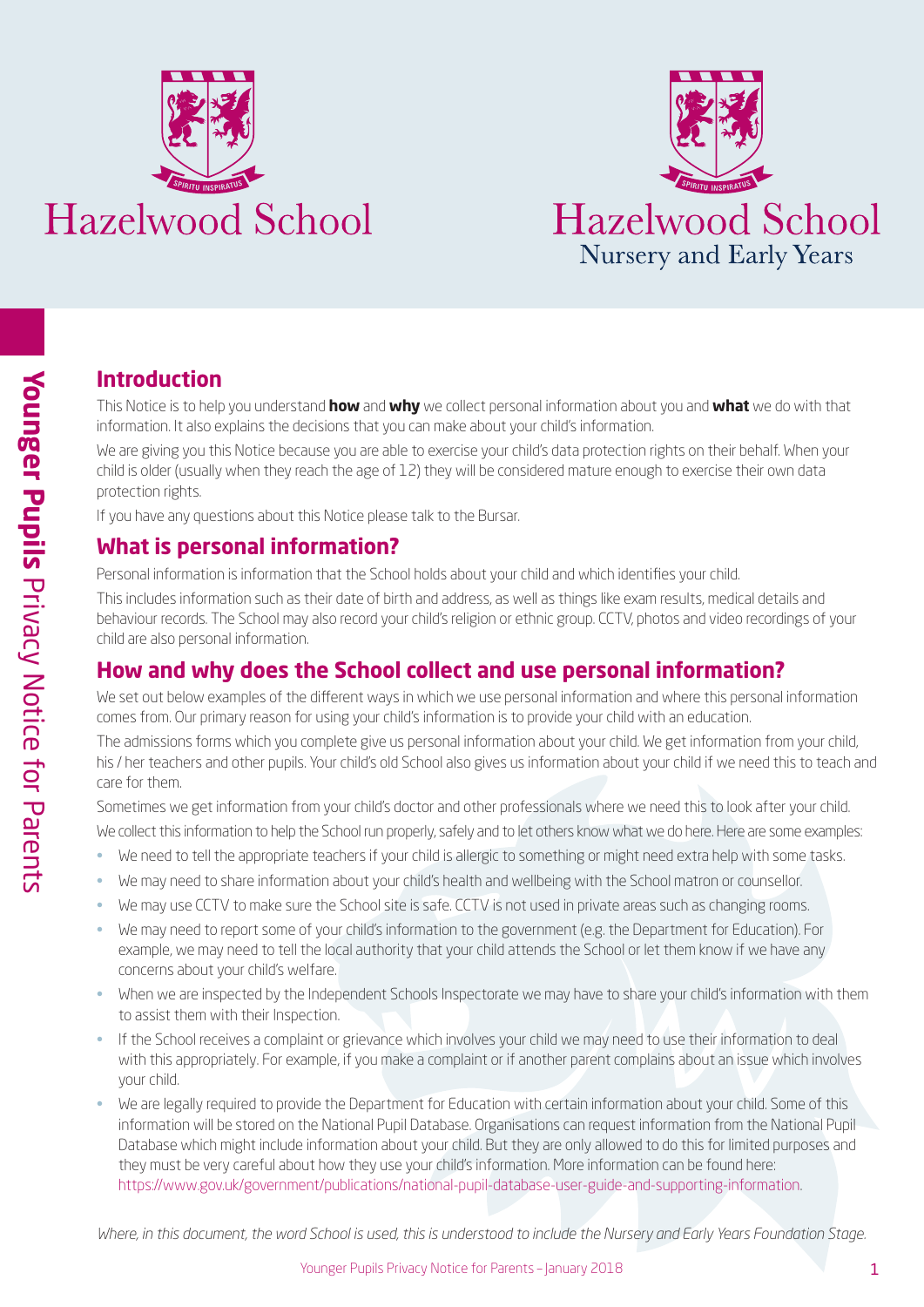Hazelwood School

Hazelwood School
Nursery and Early Years

# Younger Pupils Privacy Notice for Parents

## Introduction

This Notice is to help you understand **how** and **why** we collect personal information about you and **what** we do with that information. It also explains the decisions that you can make about your child's information.

We are giving you this Notice because you are able to exercise your child's data protection rights on their behalf. When your child is older (usually when they reach the age of 12) they will be considered mature enough to exercise their own data protection rights.

If you have any questions about this Notice please talk to the Bursar.

## What is personal information?

Personal information is information that the School holds about your child and which identifies your child.

This includes information such as their date of birth and address, as well as things like exam results, medical details and behaviour records. The School may also record your child's religion or ethnic group. CCTV, photos and video recordings of your child are also personal information.

## How and why does the School collect and use personal information?

We set out below examples of the different ways in which we use personal information and where this personal information comes from. Our primary reason for using your child's information is to provide your child with an education.

The admissions forms which you complete give us personal information about your child. We get information from your child, his / her teachers and other pupils. Your child's old School also gives us information about your child if we need this to teach and care for them.

Sometimes we get information from your child's doctor and other professionals where we need this to look after your child.

We collect this information to help the School run properly, safely and to let others know what we do here. Here are some examples:

- We need to tell the appropriate teachers if your child is allergic to something or might need extra help with some tasks.
- We may need to share information about your child's health and wellbeing with the School matron or counsellor.
- We may use CCTV to make sure the School site is safe. CCTV is not used in private areas such as changing rooms.
- We may need to report some of your child's information to the government (e.g. the Department for Education). For example, we may need to tell the local authority that your child attends the School or let them know if we have any concerns about your child's welfare.
- When we are inspected by the Independent Schools Inspectorate we may have to share your child's information with them to assist them with their Inspection.
- If the School receives a complaint or grievance which involves your child we may need to use their information to deal with this appropriately. For example, if you make a complaint or if another parent complains about an issue which involves your child.
- We are legally required to provide the Department for Education with certain information about your child. Some of this information will be stored on the National Pupil Database. Organisations can request information from the National Pupil Database which might include information about your child. But they are only allowed to do this for limited purposes and they must be very careful about how they use your child's information. More information can be found here: https://www.gov.uk/government/publications/national-pupil-database-user-guide-and-supporting-information.

*Where, in this document, the word School is used, this is understood to include the Nursery and Early Years Foundation Stage.*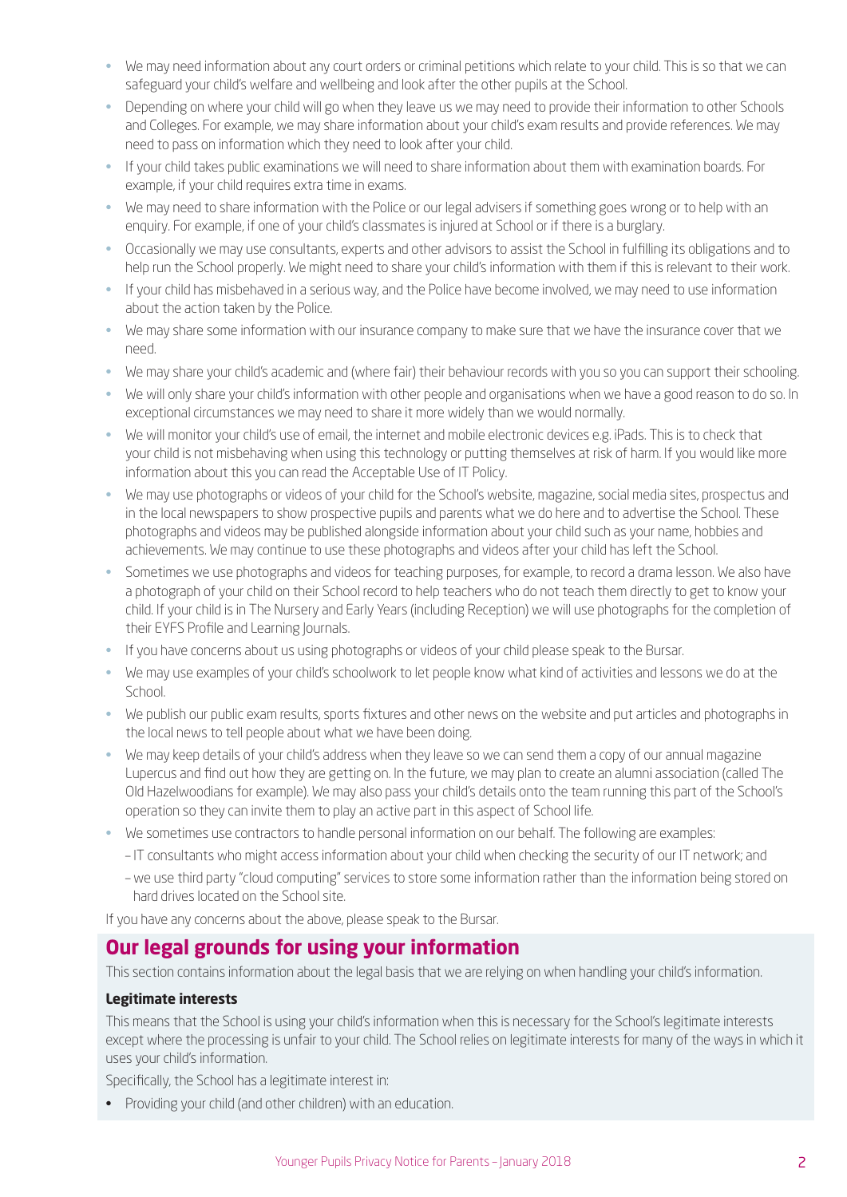- We may need information about any court orders or criminal petitions which relate to your child. This is so that we can safeguard your child's welfare and wellbeing and look after the other pupils at the School.
- Depending on where your child will go when they leave us we may need to provide their information to other Schools and Colleges. For example, we may share information about your child's exam results and provide references. We may need to pass on information which they need to look after your child.
- If your child takes public examinations we will need to share information about them with examination boards. For example, if your child requires extra time in exams.
- We may need to share information with the Police or our legal advisers if something goes wrong or to help with an enquiry. For example, if one of your child's classmates is injured at School or if there is a burglary.
- Occasionally we may use consultants, experts and other advisors to assist the School in fulfilling its obligations and to help run the School properly. We might need to share your child's information with them if this is relevant to their work.
- If your child has misbehaved in a serious way, and the Police have become involved, we may need to use information about the action taken by the Police.
- We may share some information with our insurance company to make sure that we have the insurance cover that we need.
- We may share your child's academic and (where fair) their behaviour records with you so you can support their schooling.
- We will only share your child's information with other people and organisations when we have a good reason to do so. In exceptional circumstances we may need to share it more widely than we would normally.
- We will monitor your child's use of email, the internet and mobile electronic devices e.g. iPads. This is to check that your child is not misbehaving when using this technology or putting themselves at risk of harm. If you would like more information about this you can read the Acceptable Use of IT Policy.
- We may use photographs or videos of your child for the School's website, magazine, social media sites, prospectus and in the local newspapers to show prospective pupils and parents what we do here and to advertise the School. These photographs and videos may be published alongside information about your child such as your name, hobbies and achievements. We may continue to use these photographs and videos after your child has left the School.
- Sometimes we use photographs and videos for teaching purposes, for example, to record a drama lesson. We also have a photograph of your child on their School record to help teachers who do not teach them directly to get to know your child. If your child is in The Nursery and Early Years (including Reception) we will use photographs for the completion of their EYFS Profile and Learning Journals.
- If you have concerns about us using photographs or videos of your child please speak to the Bursar.
- We may use examples of your child's schoolwork to let people know what kind of activities and lessons we do at the School.
- We publish our public exam results, sports fixtures and other news on the website and put articles and photographs in the local news to tell people about what we have been doing.
- We may keep details of your child's address when they leave so we can send them a copy of our annual magazine Lupercus and find out how they are getting on. In the future, we may plan to create an alumni association (called The Old Hazelwoodians for example). We may also pass your child's details onto the team running this part of the School's operation so they can invite them to play an active part in this aspect of School life.
- We sometimes use contractors to handle personal information on our behalf. The following are examples:
  - IT consultants who might access information about your child when checking the security of our IT network; and
  - we use third party "cloud computing" services to store some information rather than the information being stored on hard drives located on the School site.

If you have any concerns about the above, please speak to the Bursar.

## Our legal grounds for using your information

This section contains information about the legal basis that we are relying on when handling your child's information.

**Legitimate interests**

This means that the School is using your child's information when this is necessary for the School's legitimate interests except where the processing is unfair to your child. The School relies on legitimate interests for many of the ways in which it uses your child's information.

Specifically, the School has a legitimate interest in:

- Providing your child (and other children) with an education.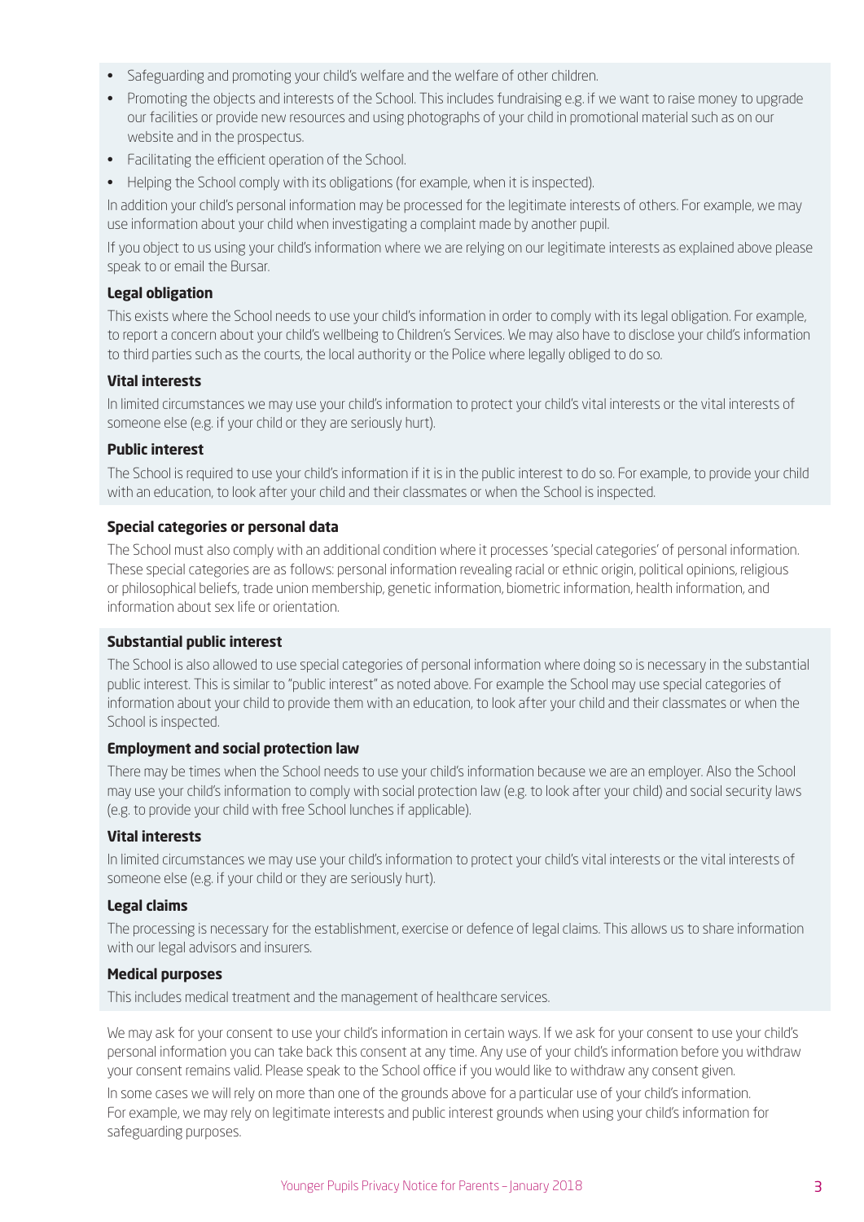- Safeguarding and promoting your child's welfare and the welfare of other children.
- Promoting the objects and interests of the School. This includes fundraising e.g. if we want to raise money to upgrade our facilities or provide new resources and using photographs of your child in promotional material such as on our website and in the prospectus.
- Facilitating the efficient operation of the School.
- Helping the School comply with its obligations (for example, when it is inspected).

In addition your child's personal information may be processed for the legitimate interests of others. For example, we may use information about your child when investigating a complaint made by another pupil.

If you object to us using your child's information where we are relying on our legitimate interests as explained above please speak to or email the Bursar.

**Legal obligation**

This exists where the School needs to use your child's information in order to comply with its legal obligation. For example, to report a concern about your child's wellbeing to Children's Services. We may also have to disclose your child's information to third parties such as the courts, the local authority or the Police where legally obliged to do so.

**Vital interests**

In limited circumstances we may use your child's information to protect your child's vital interests or the vital interests of someone else (e.g. if your child or they are seriously hurt).

**Public interest**

The School is required to use your child's information if it is in the public interest to do so. For example, to provide your child with an education, to look after your child and their classmates or when the School is inspected.

**Special categories or personal data**

The School must also comply with an additional condition where it processes 'special categories' of personal information. These special categories are as follows: personal information revealing racial or ethnic origin, political opinions, religious or philosophical beliefs, trade union membership, genetic information, biometric information, health information, and information about sex life or orientation.

**Substantial public interest**

The School is also allowed to use special categories of personal information where doing so is necessary in the substantial public interest. This is similar to "public interest" as noted above. For example the School may use special categories of information about your child to provide them with an education, to look after your child and their classmates or when the School is inspected.

**Employment and social protection law**

There may be times when the School needs to use your child's information because we are an employer. Also the School may use your child's information to comply with social protection law (e.g. to look after your child) and social security laws (e.g. to provide your child with free School lunches if applicable).

**Vital interests**

In limited circumstances we may use your child's information to protect your child's vital interests or the vital interests of someone else (e.g. if your child or they are seriously hurt).

**Legal claims**

The processing is necessary for the establishment, exercise or defence of legal claims. This allows us to share information with our legal advisors and insurers.

**Medical purposes**

This includes medical treatment and the management of healthcare services.

We may ask for your consent to use your child's information in certain ways. If we ask for your consent to use your child's personal information you can take back this consent at any time. Any use of your child's information before you withdraw your consent remains valid. Please speak to the School office if you would like to withdraw any consent given.

In some cases we will rely on more than one of the grounds above for a particular use of your child's information. For example, we may rely on legitimate interests and public interest grounds when using your child's information for safeguarding purposes.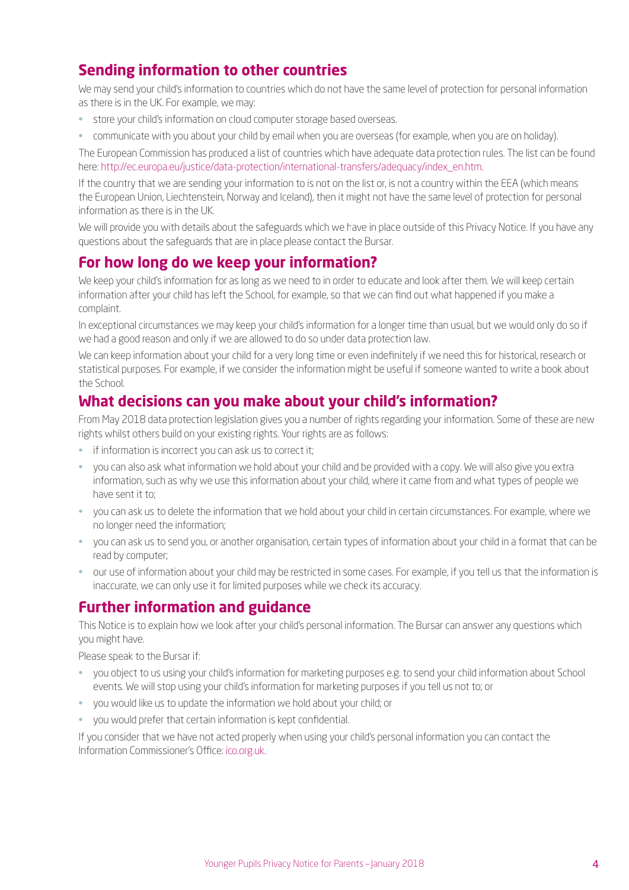## Sending information to other countries

We may send your child's information to countries which do not have the same level of protection for personal information as there is in the UK. For example, we may:

- store your child's information on cloud computer storage based overseas.
- communicate with you about your child by email when you are overseas (for example, when you are on holiday).

The European Commission has produced a list of countries which have adequate data protection rules. The list can be found here: http://ec.europa.eu/justice/data-protection/international-transfers/adequacy/index_en.htm.

If the country that we are sending your information to is not on the list or, is not a country within the EEA (which means the European Union, Liechtenstein, Norway and Iceland), then it might not have the same level of protection for personal information as there is in the UK.

We will provide you with details about the safeguards which we have in place outside of this Privacy Notice. If you have any questions about the safeguards that are in place please contact the Bursar.

## For how long do we keep your information?

We keep your child's information for as long as we need to in order to educate and look after them. We will keep certain information after your child has left the School, for example, so that we can find out what happened if you make a complaint.

In exceptional circumstances we may keep your child's information for a longer time than usual, but we would only do so if we had a good reason and only if we are allowed to do so under data protection law.

We can keep information about your child for a very long time or even indefinitely if we need this for historical, research or statistical purposes. For example, if we consider the information might be useful if someone wanted to write a book about the School.

## What decisions can you make about your child's information?

From May 2018 data protection legislation gives you a number of rights regarding your information. Some of these are new rights whilst others build on your existing rights. Your rights are as follows:

- if information is incorrect you can ask us to correct it;
- you can also ask what information we hold about your child and be provided with a copy. We will also give you extra information, such as why we use this information about your child, where it came from and what types of people we have sent it to;
- you can ask us to delete the information that we hold about your child in certain circumstances. For example, where we no longer need the information;
- you can ask us to send you, or another organisation, certain types of information about your child in a format that can be read by computer;
- our use of information about your child may be restricted in some cases. For example, if you tell us that the information is inaccurate, we can only use it for limited purposes while we check its accuracy.

## Further information and guidance

This Notice is to explain how we look after your child's personal information. The Bursar can answer any questions which you might have.

Please speak to the Bursar if:

- you object to us using your child's information for marketing purposes e.g. to send your child information about School events. We will stop using your child's information for marketing purposes if you tell us not to; or
- you would like us to update the information we hold about your child; or
- you would prefer that certain information is kept confidential.

If you consider that we have not acted properly when using your child's personal information you can contact the Information Commissioner's Office: ico.org.uk.